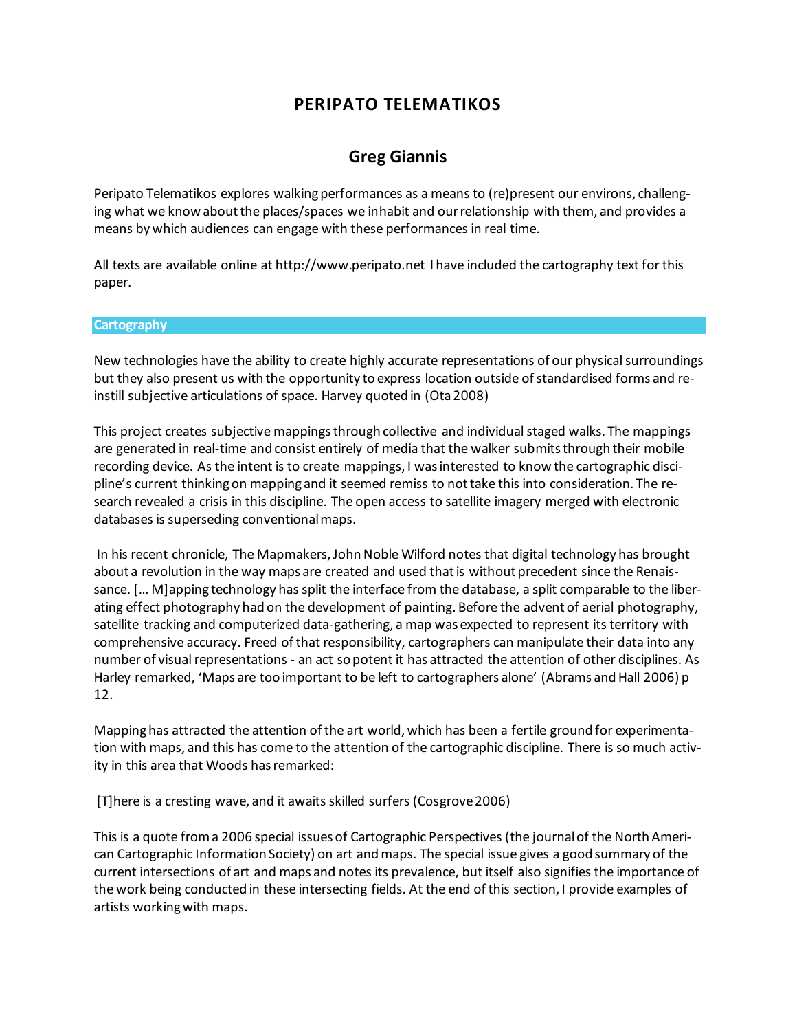# PERIPATO TELEMATIKOS

## Greg Giannis

Peripato Telematikos explores walking performances as a means to (re)present our environs, challenging what we know about the places/spaces we inhabit and our relationship with them, and provides a means by which audiences can engage with these performances in real time.

All texts are available online at http://www.peripato.net I have included the cartography text for this paper.

### Cartography

New technologies have the ability to create highly accurate representations of our physical surroundings but they also present us with the opportunity to express location outside of standardised forms and re-instill subjective articulations of space. Harvey quoted in (Ota 2008)

This project creates subjective mappings through collective and individual staged walks. The mappings are generated in real-time and consist entirely of media that the walker submits through their mobile recording device. As the intent is to create mappings, I was interested to know the cartographic discipline's current thinking on mapping and it seemed remiss to not take this into consideration. The research revealed a crisis in this discipline. The open access to satellite imagery merged with electronic databases is superseding conventional maps.

In his recent chronicle, The Mapmakers, John Noble Wilford notes that digital technology has brought about a revolution in the way maps are created and used that is without precedent since the Renaissance. [… M]apping technology has split the interface from the database, a split comparable to the liberating effect photography had on the development of painting. Before the advent of aerial photography, satellite tracking and computerized data-gathering, a map was expected to represent its territory with comprehensive accuracy. Freed of that responsibility, cartographers can manipulate their data into any number of visual representations - an act so potent it has attracted the attention of other disciplines. As Harley remarked, 'Maps are too important to be left to cartographers alone' (Abrams and Hall 2006) p 12.

Mapping has attracted the attention of the art world, which has been a fertile ground for experimentation with maps, and this has come to the attention of the cartographic discipline. There is so much activity in this area that Woods has remarked:

[T]here is a cresting wave, and it awaits skilled surfers (Cosgrove 2006)

This is a quote from a 2006 special issues of Cartographic Perspectives (the journal of the North American Cartographic Information Society) on art and maps. The special issue gives a good summary of the current intersections of art and maps and notes its prevalence, but itself also signifies the importance of the work being conducted in these intersecting fields. At the end of this section, I provide examples of artists working with maps.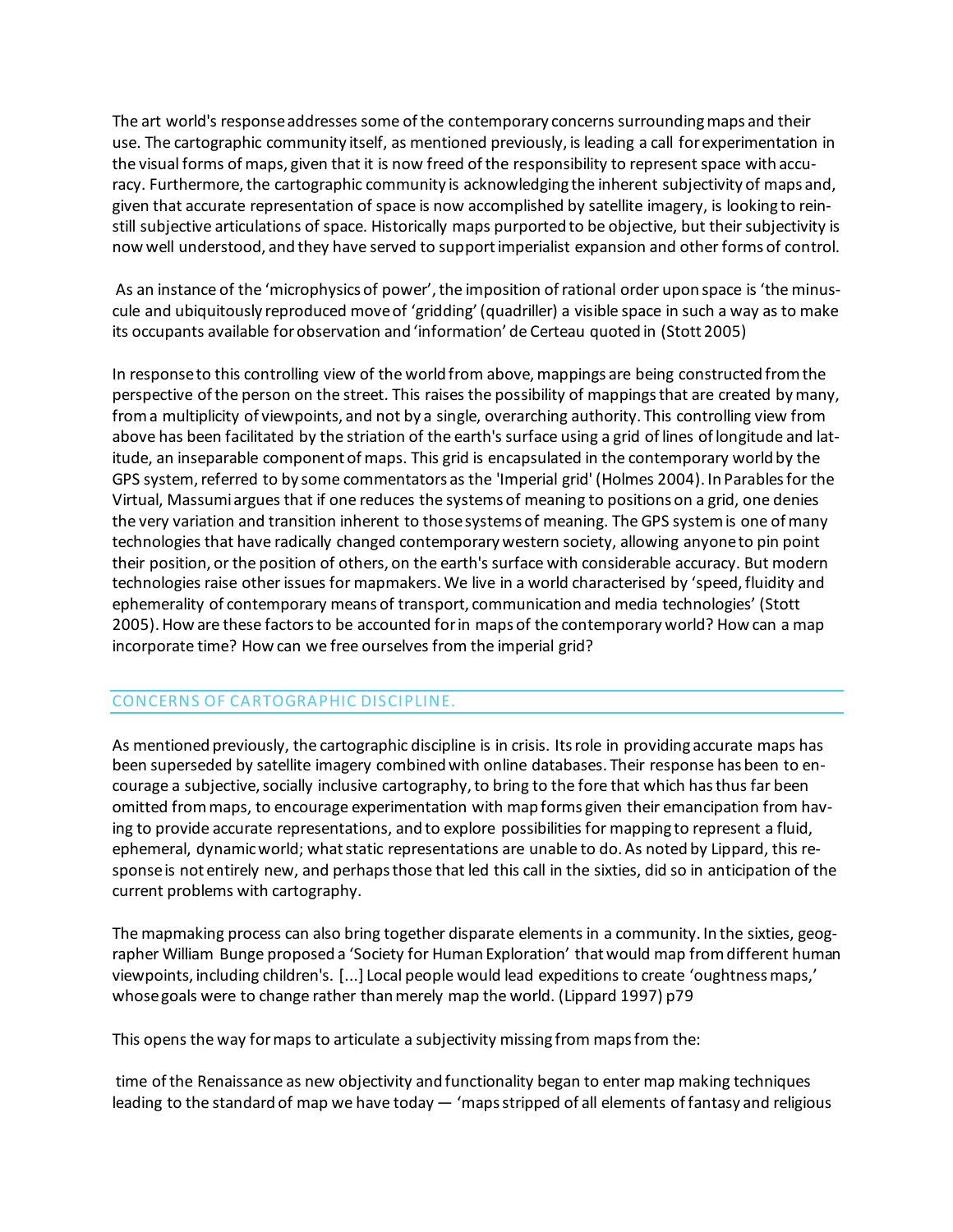The art world's response addresses some of the contemporary concerns surrounding maps and their use. The cartographic community itself, as mentioned previously, is leading a call for experimentation in the visual forms of maps, given that it is now freed of the responsibility to represent space with accuracy. Furthermore, the cartographic community is acknowledging the inherent subjectivity of maps and, given that accurate representation of space is now accomplished by satellite imagery, is looking to reinstill subjective articulations of space. Historically maps purported to be objective, but their subjectivity is now well understood, and they have served to support imperialist expansion and other forms of control.

As an instance of the 'microphysics of power', the imposition of rational order upon space is 'the minuscule and ubiquitously reproduced move of 'gridding' (quadriller) a visible space in such a way as to make its occupants available for observation and 'information' de Certeau quoted in (Stott 2005)

In response to this controlling view of the world from above, mappings are being constructed from the perspective of the person on the street. This raises the possibility of mappings that are created by many, from a multiplicity of viewpoints, and not by a single, overarching authority. This controlling view from above has been facilitated by the striation of the earth's surface using a grid of lines of longitude and latitude, an inseparable component of maps. This grid is encapsulated in the contemporary world by the GPS system, referred to by some commentators as the 'Imperial grid' (Holmes 2004). In Parables for the Virtual, Massumi argues that if one reduces the systems of meaning to positions on a grid, one denies the very variation and transition inherent to those systems of meaning. The GPS system is one of many technologies that have radically changed contemporary western society, allowing anyone to pin point their position, or the position of others, on the earth's surface with considerable accuracy. But modern technologies raise other issues for mapmakers. We live in a world characterised by 'speed, fluidity and ephemerality of contemporary means of transport, communication and media technologies' (Stott 2005). How are these factors to be accounted for in maps of the contemporary world? How can a map incorporate time? How can we free ourselves from the imperial grid?

## CONCERNS OF CARTOGRAPHIC DISCIPLINE.

As mentioned previously, the cartographic discipline is in crisis. Its role in providing accurate maps has been superseded by satellite imagery combined with online databases. Their response has been to encourage a subjective, socially inclusive cartography, to bring to the fore that which has thus far been omitted from maps, to encourage experimentation with map forms given their emancipation from having to provide accurate representations, and to explore possibilities for mapping to represent a fluid, ephemeral, dynamic world; what static representations are unable to do. As noted by Lippard, this response is not entirely new, and perhaps those that led this call in the sixties, did so in anticipation of the current problems with cartography.

The mapmaking process can also bring together disparate elements in a community. In the sixties, geographer William Bunge proposed a 'Society for Human Exploration' that would map from different human viewpoints, including children's. [...] Local people would lead expeditions to create 'oughtness maps,' whose goals were to change rather than merely map the world. (Lippard 1997) p79

This opens the way for maps to articulate a subjectivity missing from maps from the:

time of the Renaissance as new objectivity and functionality began to enter map making techniques leading to the standard of map we have today — 'maps stripped of all elements of fantasy and religious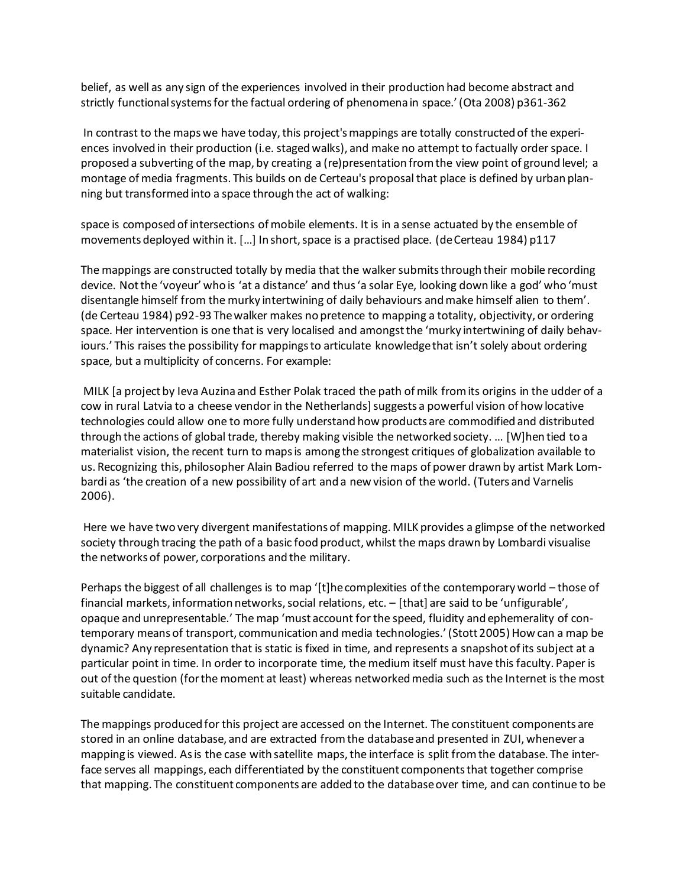belief, as well as any sign of the experiences involved in their production had become abstract and strictly functional systems for the factual ordering of phenomena in space.' (Ota 2008) p361-362

In contrast to the maps we have today, this project's mappings are totally constructed of the experiences involved in their production (i.e. staged walks), and make no attempt to factually order space. I proposed a subverting of the map, by creating a (re)presentation from the view point of ground level; a montage of media fragments. This builds on de Certeau's proposal that place is defined by urban planning but transformed into a space through the act of walking:

space is composed of intersections of mobile elements. It is in a sense actuated by the ensemble of movements deployed within it. […] In short, space is a practised place. (de Certeau 1984) p117

The mappings are constructed totally by media that the walker submits through their mobile recording device. Not the 'voyeur' who is 'at a distance' and thus 'a solar Eye, looking down like a god' who 'must disentangle himself from the murky intertwining of daily behaviours and make himself alien to them'. (de Certeau 1984) p92-93 The walker makes no pretence to mapping a totality, objectivity, or ordering space. Her intervention is one that is very localised and amongst the 'murky intertwining of daily behaviours.' This raises the possibility for mappings to articulate knowledge that isn't solely about ordering space, but a multiplicity of concerns. For example:

MILK [a project by Ieva Auzina and Esther Polak traced the path of milk from its origins in the udder of a cow in rural Latvia to a cheese vendor in the Netherlands] suggests a powerful vision of how locative technologies could allow one to more fully understand how products are commodified and distributed through the actions of global trade, thereby making visible the networked society. … [W]hen tied to a materialist vision, the recent turn to maps is among the strongest critiques of globalization available to us. Recognizing this, philosopher Alain Badiou referred to the maps of power drawn by artist Mark Lombardi as 'the creation of a new possibility of art and a new vision of the world. (Tuters and Varnelis 2006).

Here we have two very divergent manifestations of mapping. MILK provides a glimpse of the networked society through tracing the path of a basic food product, whilst the maps drawn by Lombardi visualise the networks of power, corporations and the military.

Perhaps the biggest of all challenges is to map '[t]he complexities of the contemporary world – those of financial markets, information networks, social relations, etc. – [that] are said to be 'unfigurable', opaque and unrepresentable.' The map 'must account for the speed, fluidity and ephemerality of contemporary means of transport, communication and media technologies.' (Stott 2005) How can a map be dynamic? Any representation that is static is fixed in time, and represents a snapshot of its subject at a particular point in time. In order to incorporate time, the medium itself must have this faculty. Paper is out of the question (for the moment at least) whereas networked media such as the Internet is the most suitable candidate.

The mappings produced for this project are accessed on the Internet. The constituent components are stored in an online database, and are extracted from the database and presented in ZUI, whenever a mapping is viewed. As is the case with satellite maps, the interface is split from the database. The interface serves all mappings, each differentiated by the constituent components that together comprise that mapping. The constituent components are added to the database over time, and can continue to be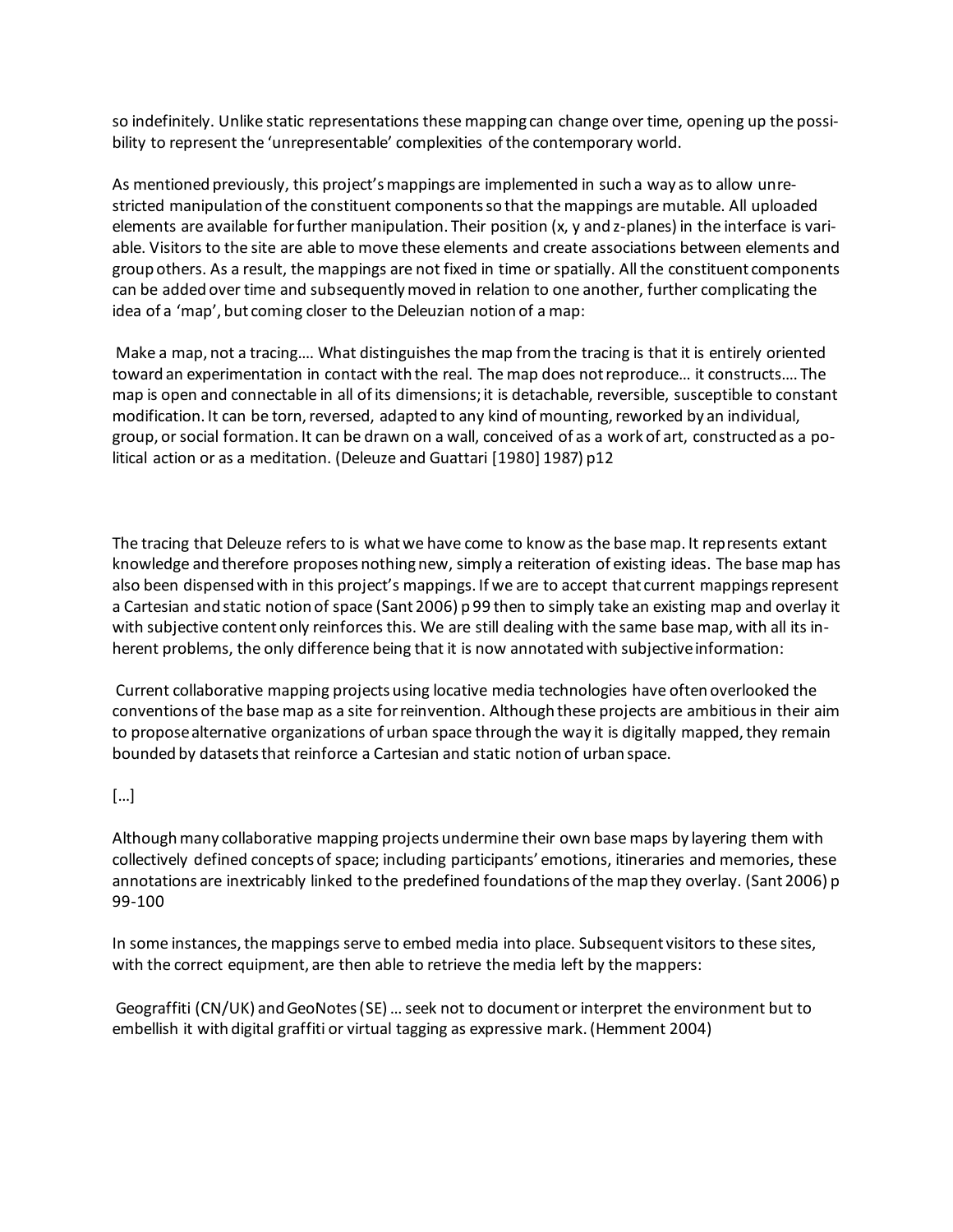so indefinitely. Unlike static representations these mapping can change over time, opening up the possibility to represent the 'unrepresentable' complexities of the contemporary world.

As mentioned previously, this project's mappings are implemented in such a way as to allow unrestricted manipulation of the constituent components so that the mappings are mutable. All uploaded elements are available for further manipulation. Their position (x, y and z-planes) in the interface is variable. Visitors to the site are able to move these elements and create associations between elements and group others. As a result, the mappings are not fixed in time or spatially. All the constituent components can be added over time and subsequently moved in relation to one another, further complicating the idea of a 'map', but coming closer to the Deleuzian notion of a map:

> Make a map, not a tracing…. What distinguishes the map from the tracing is that it is entirely oriented toward an experimentation in contact with the real. The map does not reproduce… it constructs…. The map is open and connectable in all of its dimensions; it is detachable, reversible, susceptible to constant modification. It can be torn, reversed, adapted to any kind of mounting, reworked by an individual, group, or social formation. It can be drawn on a wall, conceived of as a work of art, constructed as a political action or as a meditation. (Deleuze and Guattari [1980] 1987) p12

The tracing that Deleuze refers to is what we have come to know as the base map. It represents extant knowledge and therefore proposes nothing new, simply a reiteration of existing ideas. The base map has also been dispensed with in this project's mappings. If we are to accept that current mappings represent a Cartesian and static notion of space (Sant 2006) p 99 then to simply take an existing map and overlay it with subjective content only reinforces this. We are still dealing with the same base map, with all its inherent problems, the only difference being that it is now annotated with subjective information:

> Current collaborative mapping projects using locative media technologies have often overlooked the conventions of the base map as a site for reinvention. Although these projects are ambitious in their aim to propose alternative organizations of urban space through the way it is digitally mapped, they remain bounded by datasets that reinforce a Cartesian and static notion of urban space.
>
> […]
>
> Although many collaborative mapping projects undermine their own base maps by layering them with collectively defined concepts of space; including participants' emotions, itineraries and memories, these annotations are inextricably linked to the predefined foundations of the map they overlay. (Sant 2006) p 99-100

In some instances, the mappings serve to embed media into place. Subsequent visitors to these sites, with the correct equipment, are then able to retrieve the media left by the mappers:

> Geograffiti (CN/UK) and GeoNotes (SE) … seek not to document or interpret the environment but to embellish it with digital graffiti or virtual tagging as expressive mark. (Hemment 2004)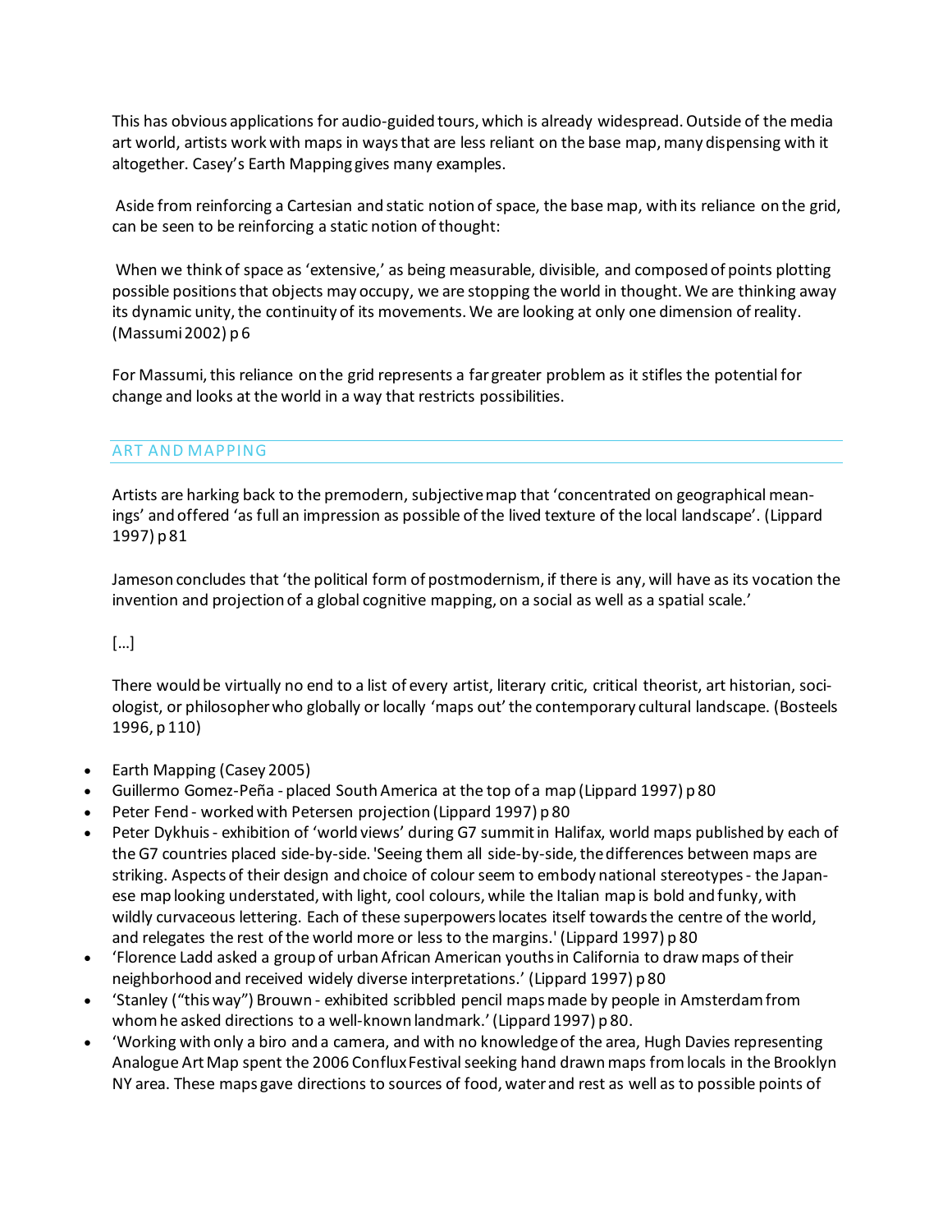This has obvious applications for audio-guided tours, which is already widespread. Outside of the media art world, artists work with maps in ways that are less reliant on the base map, many dispensing with it altogether. Casey's Earth Mapping gives many examples.

Aside from reinforcing a Cartesian and static notion of space, the base map, with its reliance on the grid, can be seen to be reinforcing a static notion of thought:

When we think of space as 'extensive,' as being measurable, divisible, and composed of points plotting possible positions that objects may occupy, we are stopping the world in thought. We are thinking away its dynamic unity, the continuity of its movements. We are looking at only one dimension of reality. (Massumi 2002) p 6

For Massumi, this reliance on the grid represents a far greater problem as it stifles the potential for change and looks at the world in a way that restricts possibilities.

## ART AND MAPPING

Artists are harking back to the premodern, subjective map that 'concentrated on geographical meanings' and offered 'as full an impression as possible of the lived texture of the local landscape'. (Lippard 1997) p 81

Jameson concludes that 'the political form of postmodernism, if there is any, will have as its vocation the invention and projection of a global cognitive mapping, on a social as well as a spatial scale.'

[...]

There would be virtually no end to a list of every artist, literary critic, critical theorist, art historian, sociologist, or philosopher who globally or locally 'maps out' the contemporary cultural landscape. (Bosteels 1996, p 110)

- Earth Mapping (Casey 2005)
- Guillermo Gomez-Peña - placed South America at the top of a map (Lippard 1997) p 80
- Peter Fend - worked with Petersen projection (Lippard 1997) p 80
- Peter Dykhuis - exhibition of 'world views' during G7 summit in Halifax, world maps published by each of the G7 countries placed side-by-side. 'Seeing them all side-by-side, the differences between maps are striking. Aspects of their design and choice of colour seem to embody national stereotypes - the Japanese map looking understated, with light, cool colours, while the Italian map is bold and funky, with wildly curvaceous lettering. Each of these superpowers locates itself towards the centre of the world, and relegates the rest of the world more or less to the margins.' (Lippard 1997) p 80
- 'Florence Ladd asked a group of urban African American youths in California to draw maps of their neighborhood and received widely diverse interpretations.' (Lippard 1997) p 80
- 'Stanley ("this way") Brouwn - exhibited scribbled pencil maps made by people in Amsterdam from whom he asked directions to a well-known landmark.' (Lippard 1997) p 80.
- 'Working with only a biro and a camera, and with no knowledge of the area, Hugh Davies representing Analogue Art Map spent the 2006 Conflux Festival seeking hand drawn maps from locals in the Brooklyn NY area. These maps gave directions to sources of food, water and rest as well as to possible points of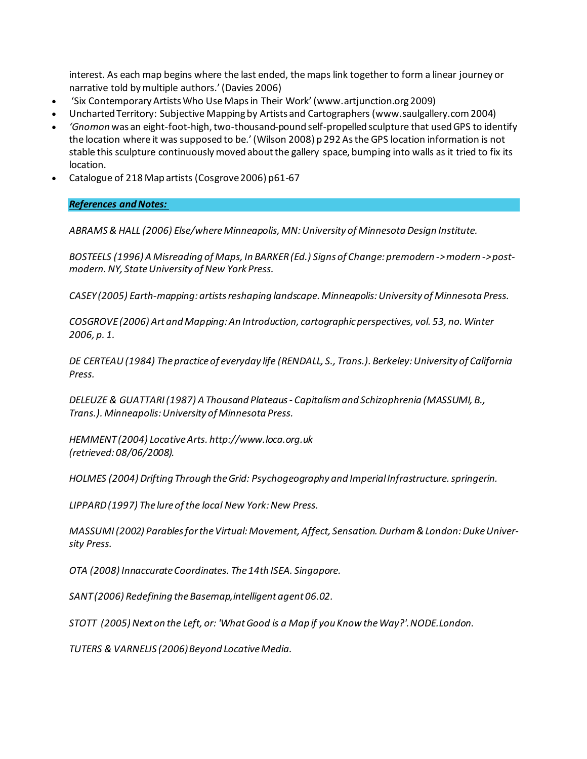interest. As each map begins where the last ended, the maps link together to form a linear journey or narrative told by multiple authors.' (Davies 2006)

- 'Six Contemporary Artists Who Use Maps in Their Work' (www.artjunction.org 2009)
- Uncharted Territory: Subjective Mapping by Artists and Cartographers (www.saulgallery.com 2004)
- *'Gnomon* was an eight-foot-high, two-thousand-pound self-propelled sculpture that used GPS to identify the location where it was supposed to be.' (Wilson 2008) p 292 As the GPS location information is not stable this sculpture continuously moved about the gallery space, bumping into walls as it tried to fix its location.
- Catalogue of 218 Map artists (Cosgrove 2006) p61-67

***References and Notes:***

*ABRAMS & HALL (2006) Else/where Minneapolis, MN: University of Minnesota Design Institute.*

*BOSTEELS (1996) A Misreading of Maps, In BARKER (Ed.) Signs of Change: premodern -> modern -> post-modern. NY, State University of New York Press.*

*CASEY (2005) Earth-mapping: artists reshaping landscape. Minneapolis: University of Minnesota Press.*

*COSGROVE (2006) Art and Mapping: An Introduction, cartographic perspectives, vol. 53, no. Winter 2006, p. 1.*

*DE CERTEAU (1984) The practice of everyday life (RENDALL, S., Trans.). Berkeley: University of California Press.*

*DELEUZE & GUATTARI (1987) A Thousand Plateaus - Capitalism and Schizophrenia (MASSUMI, B., Trans.). Minneapolis: University of Minnesota Press.*

*HEMMENT (2004) Locative Arts. http://www.loca.org.uk (retrieved: 08/06/2008).*

*HOLMES (2004) Drifting Through the Grid: Psychogeography and Imperial Infrastructure. springerin.*

*LIPPARD (1997) The lure of the local New York: New Press.*

*MASSUMI (2002) Parables for the Virtual: Movement, Affect, Sensation. Durham & London: Duke University Press.*

*OTA (2008) Innaccurate Coordinates. The 14th ISEA. Singapore.*

*SANT (2006) Redefining the Basemap, intelligent agent 06.02.*

*STOTT (2005) Next on the Left, or: 'What Good is a Map if you Know the Way?'. NODE.London.*

*TUTERS & VARNELIS (2006) Beyond Locative Media.*